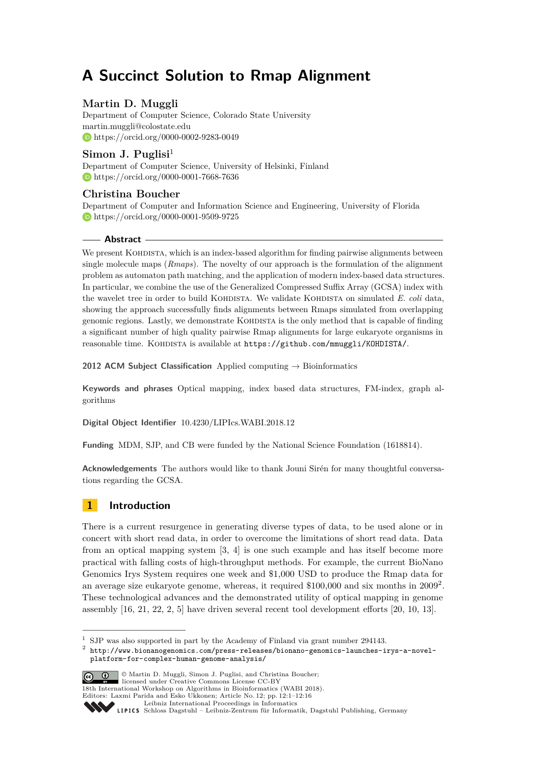# A Succinct Solution to Rmap Alignment

## Martin D. Muggli

Department of Computer Science, Colorado State University
martin.muggli@colostate.edu
https://orcid.org/0000-0002-9283-0049

## Simon J. Puglisi[1]

Department of Computer Science, University of Helsinki, Finland
https://orcid.org/0000-0001-7668-7636

## Christina Boucher

Department of Computer and Information Science and Engineering, University of Florida
https://orcid.org/0000-0001-9509-9725

### Abstract

We present KOHDISTA, which is an index-based algorithm for finding pairwise alignments between single molecule maps (*Rmaps*). The novelty of our approach is the formulation of the alignment problem as automaton path matching, and the application of modern index-based data structures. In particular, we combine the use of the Generalized Compressed Suffix Array (GCSA) index with the wavelet tree in order to build KOHDISTA. We validate KOHDISTA on simulated *E. coli* data, showing the approach successfully finds alignments between Rmaps simulated from overlapping genomic regions. Lastly, we demonstrate KOHDISTA is the only method that is capable of finding a significant number of high quality pairwise Rmap alignments for large eukaryote organisms in reasonable time. KOHDISTA is available at `https://github.com/mmuggli/KOHDISTA/`.

**2012 ACM Subject Classification** Applied computing → Bioinformatics

**Keywords and phrases** Optical mapping, index based data structures, FM-index, graph algorithms

**Digital Object Identifier** 10.4230/LIPIcs.WABI.2018.12

**Funding** MDM, SJP, and CB were funded by the National Science Foundation (1618814).

**Acknowledgements** The authors would like to thank Jouni Sirén for many thoughtful conversations regarding the GCSA.

## 1 Introduction

There is a current resurgence in generating diverse types of data, to be used alone or in concert with short read data, in order to overcome the limitations of short read data. Data from an optical mapping system [3, 4] is one such example and has itself become more practical with falling costs of high-throughput methods. For example, the current BioNano Genomics Irys System requires one week and $1,000 USD to produce the Rmap data for an average size eukaryote genome, whereas, it required $100,000 and six months in 2009[2]. These technological advances and the demonstrated utility of optical mapping in genome assembly [16, 21, 22, 2, 5] have driven several recent tool development efforts [20, 10, 13].

---

[1] SJP was also supported in part by the Academy of Finland via grant number 294143.

[2] `http://www.bionanogenomics.com/press-releases/bionano-genomics-launches-irys-a-novel-platform-for-complex-human-genome-analysis/`

© Martin D. Muggli, Simon J. Puglisi, and Christina Boucher; licensed under Creative Commons License CC-BY
18th International Workshop on Algorithms in Bioinformatics (WABI 2018).
Editors: Laxmi Parida and Esko Ukkonen; Article No. 12; pp. 12:1–12:16
Leibniz International Proceedings in Informatics
Schloss Dagstuhl – Leibniz-Zentrum für Informatik, Dagstuhl Publishing, Germany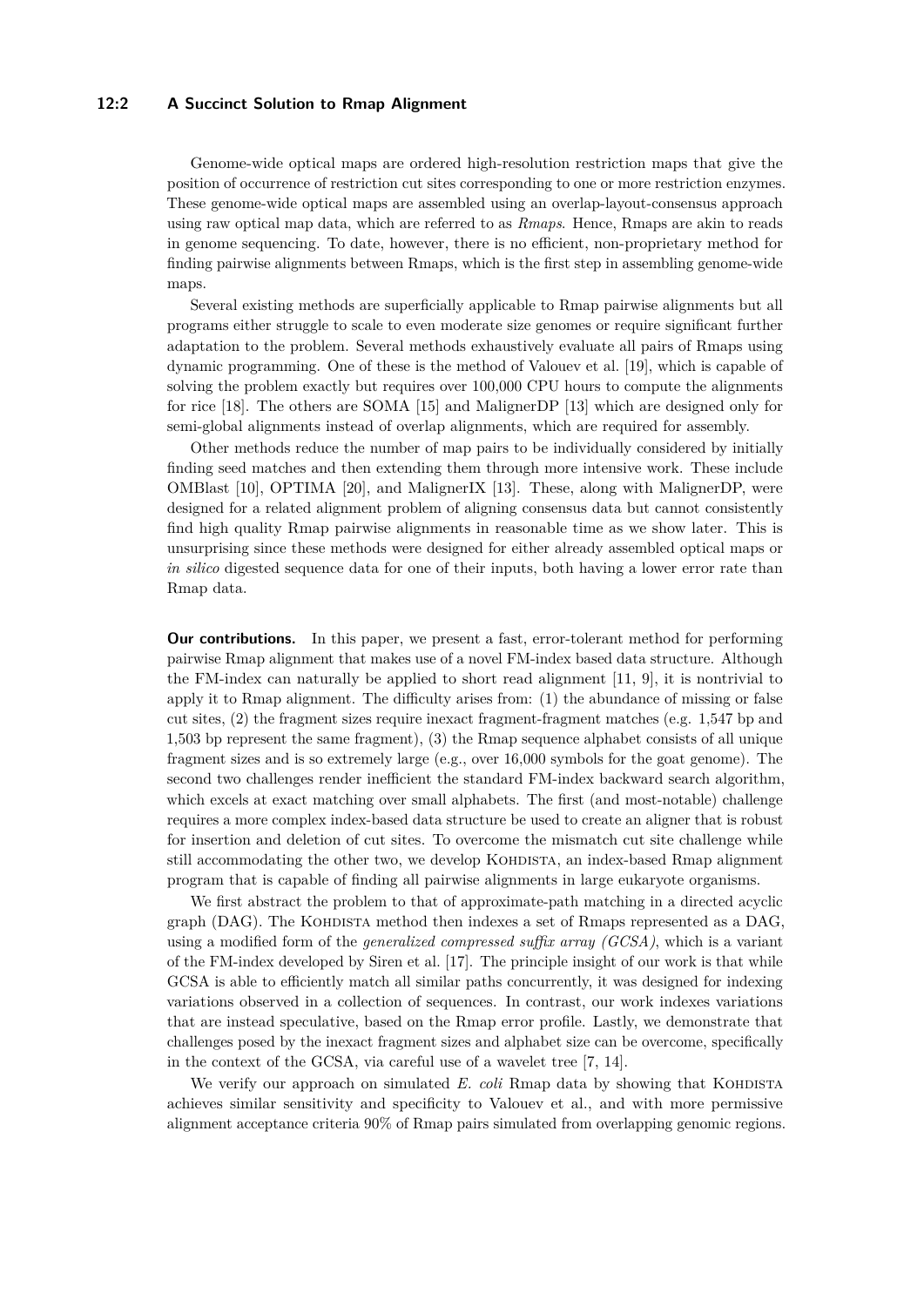Genome-wide optical maps are ordered high-resolution restriction maps that give the position of occurrence of restriction cut sites corresponding to one or more restriction enzymes. These genome-wide optical maps are assembled using an overlap-layout-consensus approach using raw optical map data, which are referred to as *Rmaps*. Hence, Rmaps are akin to reads in genome sequencing. To date, however, there is no efficient, non-proprietary method for finding pairwise alignments between Rmaps, which is the first step in assembling genome-wide maps.

Several existing methods are superficially applicable to Rmap pairwise alignments but all programs either struggle to scale to even moderate size genomes or require significant further adaptation to the problem. Several methods exhaustively evaluate all pairs of Rmaps using dynamic programming. One of these is the method of Valouev et al. [19], which is capable of solving the problem exactly but requires over 100,000 CPU hours to compute the alignments for rice [18]. The others are SOMA [15] and MalignerDP [13] which are designed only for semi-global alignments instead of overlap alignments, which are required for assembly.

Other methods reduce the number of map pairs to be individually considered by initially finding seed matches and then extending them through more intensive work. These include OMBlast [10], OPTIMA [20], and MalignerIX [13]. These, along with MalignerDP, were designed for a related alignment problem of aligning consensus data but cannot consistently find high quality Rmap pairwise alignments in reasonable time as we show later. This is unsurprising since these methods were designed for either already assembled optical maps or *in silico* digested sequence data for one of their inputs, both having a lower error rate than Rmap data.

**Our contributions.** In this paper, we present a fast, error-tolerant method for performing pairwise Rmap alignment that makes use of a novel FM-index based data structure. Although the FM-index can naturally be applied to short read alignment [11, 9], it is nontrivial to apply it to Rmap alignment. The difficulty arises from: (1) the abundance of missing or false cut sites, (2) the fragment sizes require inexact fragment-fragment matches (e.g. 1,547 bp and 1,503 bp represent the same fragment), (3) the Rmap sequence alphabet consists of all unique fragment sizes and is so extremely large (e.g., over 16,000 symbols for the goat genome). The second two challenges render inefficient the standard FM-index backward search algorithm, which excels at exact matching over small alphabets. The first (and most-notable) challenge requires a more complex index-based data structure be used to create an aligner that is robust for insertion and deletion of cut sites. To overcome the mismatch cut site challenge while still accommodating the other two, we develop Kohdista, an index-based Rmap alignment program that is capable of finding all pairwise alignments in large eukaryote organisms.

We first abstract the problem to that of approximate-path matching in a directed acyclic graph (DAG). The Kohdista method then indexes a set of Rmaps represented as a DAG, using a modified form of the *generalized compressed suffix array (GCSA)*, which is a variant of the FM-index developed by Siren et al. [17]. The principle insight of our work is that while GCSA is able to efficiently match all similar paths concurrently, it was designed for indexing variations observed in a collection of sequences. In contrast, our work indexes variations that are instead speculative, based on the Rmap error profile. Lastly, we demonstrate that challenges posed by the inexact fragment sizes and alphabet size can be overcome, specifically in the context of the GCSA, via careful use of a wavelet tree [7, 14].

We verify our approach on simulated *E. coli* Rmap data by showing that Kohdista achieves similar sensitivity and specificity to Valouev et al., and with more permissive alignment acceptance criteria 90% of Rmap pairs simulated from overlapping genomic regions.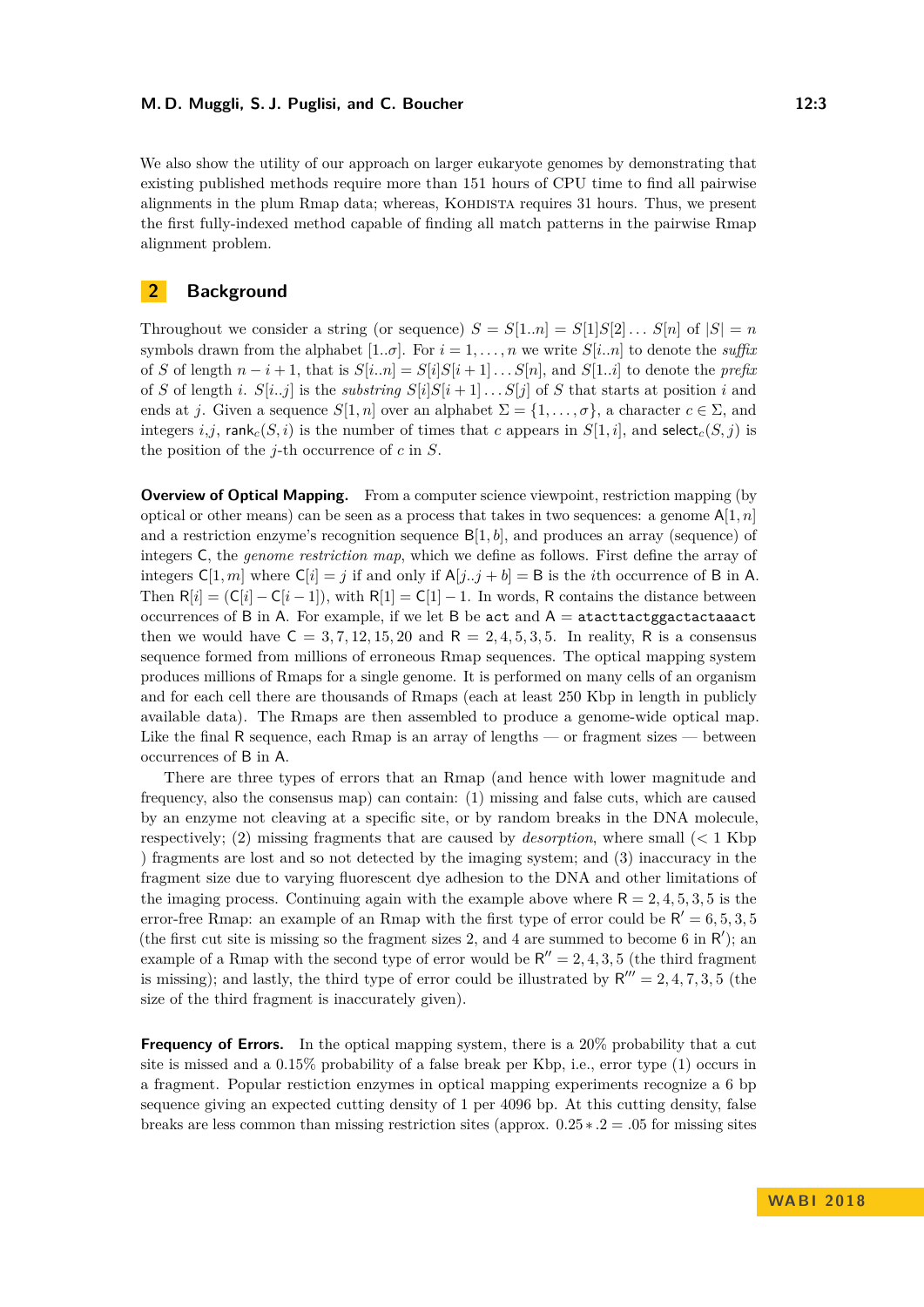We also show the utility of our approach on larger eukaryote genomes by demonstrating that existing published methods require more than 151 hours of CPU time to find all pairwise alignments in the plum Rmap data; whereas, Kohdista requires 31 hours. Thus, we present the first fully-indexed method capable of finding all match patterns in the pairwise Rmap alignment problem.

## 2 Background

Throughout we consider a string (or sequence) $S = S[1..n] = S[1]S[2]\ldots S[n]$ of $|S| = n$ symbols drawn from the alphabet $[1..\sigma]$. For $i = 1, \ldots, n$ we write $S[i..n]$ to denote the *suffix* of $S$ of length $n - i + 1$, that is $S[i..n] = S[i]S[i+1]\ldots S[n]$, and $S[1..i]$ to denote the *prefix* of $S$ of length $i$. $S[i..j]$ is the *substring* $S[i]S[i+1]\ldots S[j]$ of $S$ that starts at position $i$ and ends at $j$. Given a sequence $S[1,n]$ over an alphabet $\Sigma = \{1, \ldots, \sigma\}$, a character $c \in \Sigma$, and integers $i$,$j$, $\mathsf{rank}_c(S, i)$ is the number of times that $c$ appears in $S[1,i]$, and $\mathsf{select}_c(S, j)$ is the position of the $j$-th occurrence of $c$ in $S$.

**Overview of Optical Mapping.** From a computer science viewpoint, restriction mapping (by optical or other means) can be seen as a process that takes in two sequences: a genome $\mathsf{A}[1,n]$ and a restriction enzyme's recognition sequence $\mathsf{B}[1,b]$, and produces an array (sequence) of integers $\mathsf{C}$, the *genome restriction map*, which we define as follows. First define the array of integers $\mathsf{C}[1,m]$ where $\mathsf{C}[i] = j$ if and only if $\mathsf{A}[j..j+b] = \mathsf{B}$ is the $i$th occurrence of $\mathsf{B}$ in $\mathsf{A}$. Then $\mathsf{R}[i] = (\mathsf{C}[i] - \mathsf{C}[i-1])$, with $\mathsf{R}[1] = \mathsf{C}[1] - 1$. In words, $\mathsf{R}$ contains the distance between occurrences of $\mathsf{B}$ in $\mathsf{A}$. For example, if we let $\mathsf{B}$ be `act` and $\mathsf{A}$ = `atacttactggactactaaact` then we would have $\mathsf{C} = 3, 7, 12, 15, 20$ and $\mathsf{R} = 2, 4, 5, 3, 5$. In reality, $\mathsf{R}$ is a consensus sequence formed from millions of erroneous Rmap sequences. The optical mapping system produces millions of Rmaps for a single genome. It is performed on many cells of an organism and for each cell there are thousands of Rmaps (each at least 250 Kbp in length in publicly available data). The Rmaps are then assembled to produce a genome-wide optical map. Like the final $\mathsf{R}$ sequence, each Rmap is an array of lengths — or fragment sizes — between occurrences of $\mathsf{B}$ in $\mathsf{A}$.

There are three types of errors that an Rmap (and hence with lower magnitude and frequency, also the consensus map) can contain: (1) missing and false cuts, which are caused by an enzyme not cleaving at a specific site, or by random breaks in the DNA molecule, respectively; (2) missing fragments that are caused by *desorption*, where small (< 1 Kbp ) fragments are lost and so not detected by the imaging system; and (3) inaccuracy in the fragment size due to varying fluorescent dye adhesion to the DNA and other limitations of the imaging process. Continuing again with the example above where $\mathsf{R} = 2, 4, 5, 3, 5$ is the error-free Rmap: an example of an Rmap with the first type of error could be $\mathsf{R}' = 6, 5, 3, 5$ (the first cut site is missing so the fragment sizes 2, and 4 are summed to become 6 in $\mathsf{R}'$); an example of a Rmap with the second type of error would be $\mathsf{R}'' = 2, 4, 3, 5$ (the third fragment is missing); and lastly, the third type of error could be illustrated by $\mathsf{R}''' = 2, 4, 7, 3, 5$ (the size of the third fragment is inaccurately given).

**Frequency of Errors.** In the optical mapping system, there is a 20% probability that a cut site is missed and a 0.15% probability of a false break per Kbp, i.e., error type (1) occurs in a fragment. Popular restiction enzymes in optical mapping experiments recognize a 6 bp sequence giving an expected cutting density of 1 per 4096 bp. At this cutting density, false breaks are less common than missing restriction sites (approx. $0.25 * .2 = .05$ for missing sites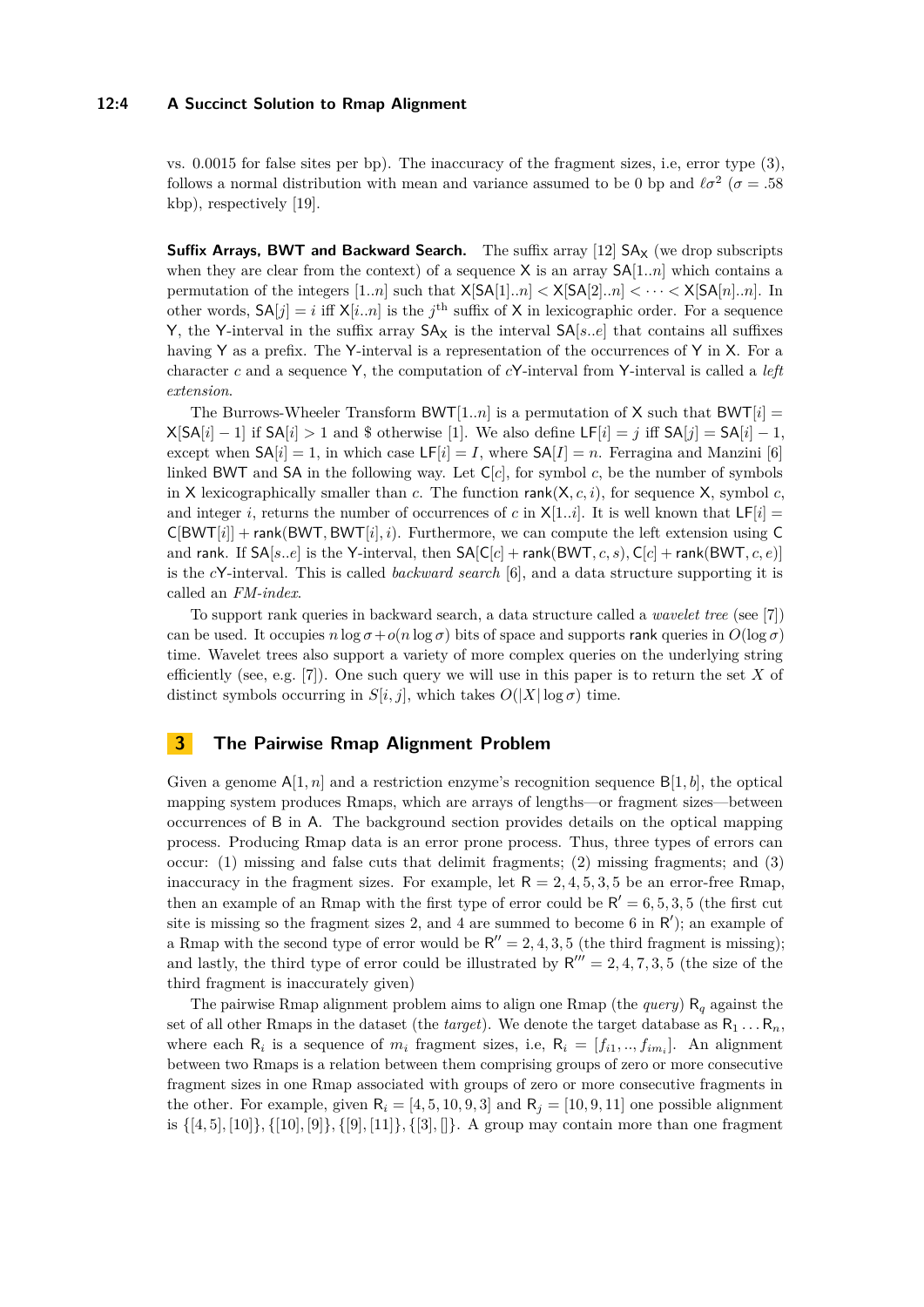vs. 0.0015 for false sites per bp). The inaccuracy of the fragment sizes, i.e, error type (3), follows a normal distribution with mean and variance assumed to be 0 bp and $\ell\sigma^2$ ($\sigma = .58$ kbp), respectively [19].

**Suffix Arrays, BWT and Backward Search.** The suffix array [12] $\mathsf{SA_X}$ (we drop subscripts when they are clear from the context) of a sequence $\mathsf{X}$ is an array $\mathsf{SA}[1..n]$ which contains a permutation of the integers $[1..n]$ such that $\mathsf{X}[\mathsf{SA}[1]..n] < \mathsf{X}[\mathsf{SA}[2]..n] < \cdots < \mathsf{X}[\mathsf{SA}[n]..n]$. In other words, $\mathsf{SA}[j] = i$ iff $\mathsf{X}[i..n]$ is the $j^{\text{th}}$ suffix of $\mathsf{X}$ in lexicographic order. For a sequence $\mathsf{Y}$, the $\mathsf{Y}$-interval in the suffix array $\mathsf{SA_X}$ is the interval $\mathsf{SA}[s..e]$ that contains all suffixes having $\mathsf{Y}$ as a prefix. The $\mathsf{Y}$-interval is a representation of the occurrences of $\mathsf{Y}$ in $\mathsf{X}$. For a character $c$ and a sequence $\mathsf{Y}$, the computation of $c\mathsf{Y}$-interval from $\mathsf{Y}$-interval is called a *left extension*.

The Burrows-Wheeler Transform $\mathsf{BWT}[1..n]$ is a permutation of $\mathsf{X}$ such that $\mathsf{BWT}[i] = \mathsf{X}[\mathsf{SA}[i]-1]$ if $\mathsf{SA}[i] > 1$ and \$ otherwise [1]. We also define $\mathsf{LF}[i] = j$ iff $\mathsf{SA}[j] = \mathsf{SA}[i]-1$, except when $\mathsf{SA}[i] = 1$, in which case $\mathsf{LF}[i] = I$, where $\mathsf{SA}[I] = n$. Ferragina and Manzini [6] linked $\mathsf{BWT}$ and $\mathsf{SA}$ in the following way. Let $\mathsf{C}[c]$, for symbol $c$, be the number of symbols in $\mathsf{X}$ lexicographically smaller than $c$. The function $\mathsf{rank}(\mathsf{X}, c, i)$, for sequence $\mathsf{X}$, symbol $c$, and integer $i$, returns the number of occurrences of $c$ in $\mathsf{X}[1..i]$. It is well known that $\mathsf{LF}[i] = \mathsf{C}[\mathsf{BWT}[i]] + \mathsf{rank}(\mathsf{BWT}, \mathsf{BWT}[i], i)$. Furthermore, we can compute the left extension using $\mathsf{C}$ and $\mathsf{rank}$. If $\mathsf{SA}[s..e]$ is the $\mathsf{Y}$-interval, then $\mathsf{SA}[\mathsf{C}[c] + \mathsf{rank}(\mathsf{BWT}, c, s), \mathsf{C}[c] + \mathsf{rank}(\mathsf{BWT}, c, e)]$ is the $c\mathsf{Y}$-interval. This is called *backward search* [6], and a data structure supporting it is called an *FM-index*.

To support rank queries in backward search, a data structure called a *wavelet tree* (see [7]) can be used. It occupies $n\log\sigma + o(n\log\sigma)$ bits of space and supports $\mathsf{rank}$ queries in $O(\log\sigma)$ time. Wavelet trees also support a variety of more complex queries on the underlying string efficiently (see, e.g. [7]). One such query we will use in this paper is to return the set $X$ of distinct symbols occurring in $S[i, j]$, which takes $O(|X|\log\sigma)$ time.

## 3 The Pairwise Rmap Alignment Problem

Given a genome $\mathsf{A}[1, n]$ and a restriction enzyme's recognition sequence $\mathsf{B}[1, b]$, the optical mapping system produces Rmaps, which are arrays of lengths—or fragment sizes—between occurrences of $\mathsf{B}$ in $\mathsf{A}$. The background section provides details on the optical mapping process. Producing Rmap data is an error prone process. Thus, three types of errors can occur: (1) missing and false cuts that delimit fragments; (2) missing fragments; and (3) inaccuracy in the fragment sizes. For example, let $\mathsf{R} = 2, 4, 5, 3, 5$ be an error-free Rmap, then an example of an Rmap with the first type of error could be $\mathsf{R}' = 6, 5, 3, 5$ (the first cut site is missing so the fragment sizes 2, and 4 are summed to become 6 in $\mathsf{R}'$); an example of a Rmap with the second type of error would be $\mathsf{R}'' = 2, 4, 3, 5$ (the third fragment is missing); and lastly, the third type of error could be illustrated by $\mathsf{R}''' = 2, 4, 7, 3, 5$ (the size of the third fragment is inaccurately given)

The pairwise Rmap alignment problem aims to align one Rmap (the *query*) $\mathsf{R}_q$ against the set of all other Rmaps in the dataset (the *target*). We denote the target database as $\mathsf{R}_1 \ldots \mathsf{R}_n$, where each $\mathsf{R}_i$ is a sequence of $m_i$ fragment sizes, i.e, $\mathsf{R}_i = [f_{i1}, .., f_{im_i}]$. An alignment between two Rmaps is a relation between them comprising groups of zero or more consecutive fragment sizes in one Rmap associated with groups of zero or more consecutive fragments in the other. For example, given $\mathsf{R}_i = [4, 5, 10, 9, 3]$ and $\mathsf{R}_j = [10, 9, 11]$ one possible alignment is $\{[4, 5], [10]\}, \{[10], [9]\}, \{[9], [11]\}, \{[3], []\}$. A group may contain more than one fragment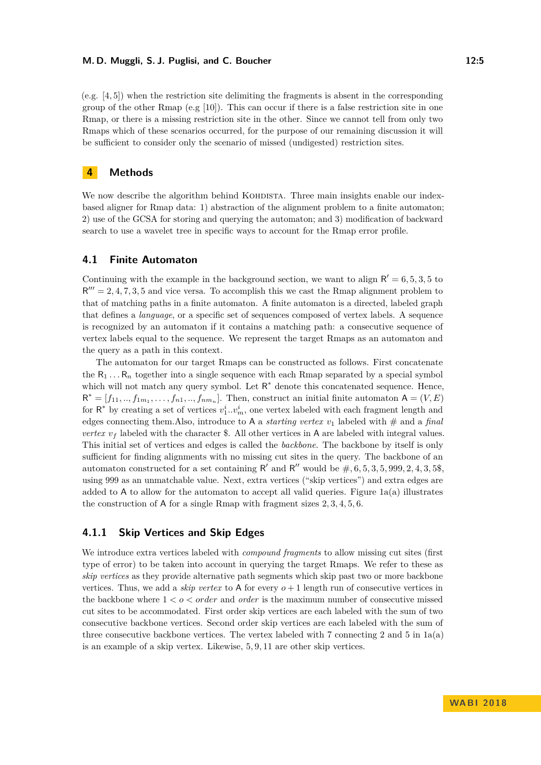(e.g. [4, 5]) when the restriction site delimiting the fragments is absent in the corresponding group of the other Rmap (e.g [10]). This can occur if there is a false restriction site in one Rmap, or there is a missing restriction site in the other. Since we cannot tell from only two Rmaps which of these scenarios occurred, for the purpose of our remaining discussion it will be sufficient to consider only the scenario of missed (undigested) restriction sites.

## 4 Methods

We now describe the algorithm behind Kohdista. Three main insights enable our index-based aligner for Rmap data: 1) abstraction of the alignment problem to a finite automaton; 2) use of the GCSA for storing and querying the automaton; and 3) modification of backward search to use a wavelet tree in specific ways to account for the Rmap error profile.

### 4.1 Finite Automaton

Continuing with the example in the background section, we want to align $\mathsf{R}' = 6, 5, 3, 5$ to $\mathsf{R}''' = 2, 4, 7, 3, 5$ and vice versa. To accomplish this we cast the Rmap alignment problem to that of matching paths in a finite automaton. A finite automaton is a directed, labeled graph that defines a *language*, or a specific set of sequences composed of vertex labels. A sequence is recognized by an automaton if it contains a matching path: a consecutive sequence of vertex labels equal to the sequence. We represent the target Rmaps as an automaton and the query as a path in this context.

The automaton for our target Rmaps can be constructed as follows. First concatenate the $\mathsf{R}_1 \ldots \mathsf{R}_n$ together into a single sequence with each Rmap separated by a special symbol which will not match any query symbol. Let $\mathsf{R}^*$ denote this concatenated sequence. Hence, $\mathsf{R}^* = [f_{11}, .., f_{1m_1}, \ldots, f_{n1}, .., f_{nm_n}]$. Then, construct an initial finite automaton $\mathsf{A} = (V, E)$ for $\mathsf{R}^*$ by creating a set of vertices $v_1^i..v_m^i$, one vertex labeled with each fragment length and edges connecting them.Also, introduce to $\mathsf{A}$ a *starting vertex* $v_1$ labeled with # and a *final vertex* $v_f$ labeled with the character \$. All other vertices in $\mathsf{A}$ are labeled with integral values. This initial set of vertices and edges is called the *backbone*. The backbone by itself is only sufficient for finding alignments with no missing cut sites in the query. The backbone of an automaton constructed for a set containing $\mathsf{R}'$ and $\mathsf{R}''$ would be #, 6, 5, 3, 5, 999, 2, 4, 3, 5\$, using 999 as an unmatchable value. Next, extra vertices ("skip vertices") and extra edges are added to $\mathsf{A}$ to allow for the automaton to accept all valid queries. Figure 1a(a) illustrates the construction of $\mathsf{A}$ for a single Rmap with fragment sizes 2, 3, 4, 5, 6.

#### 4.1.1 Skip Vertices and Skip Edges

We introduce extra vertices labeled with *compound fragments* to allow missing cut sites (first type of error) to be taken into account in querying the target Rmaps. We refer to these as *skip vertices* as they provide alternative path segments which skip past two or more backbone vertices. Thus, we add a *skip vertex* to $\mathsf{A}$ for every $o + 1$ length run of consecutive vertices in the backbone where $1 < o < order$ and *order* is the maximum number of consecutive missed cut sites to be accommodated. First order skip vertices are each labeled with the sum of two consecutive backbone vertices. Second order skip vertices are each labeled with the sum of three consecutive backbone vertices. The vertex labeled with 7 connecting 2 and 5 in 1a(a) is an example of a skip vertex. Likewise, 5, 9, 11 are other skip vertices.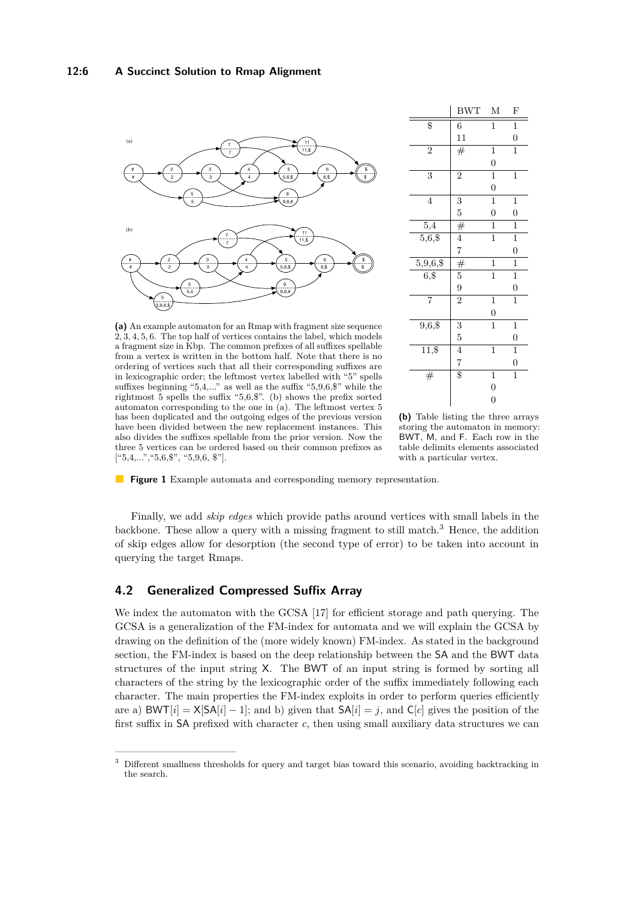| | BWT | M | F |
|---|---|---|---|
| $ | 6 | 1 | 1 |
| | 11 | | 0 |
| 2 | # | 1 | 1 |
| | | 0 | |
| 3 | 2 | 1 | 1 |
| | | 0 | |
| 4 | 3 | 1 | 1 |
| | 5 | 0 | 0 |
| 5,4 | # | 1 | 1 |
| 5,6,$ | 4 | 1 | 1 |
| | 7 | | 0 |
| 5,9,6,$ | # | 1 | 1 |
| 6,$ | 5 | 1 | 1 |
| | 9 | | 0 |
| 7 | 2 | 1 | 1 |
| | | 0 | |
| 9,6,$ | 3 | 1 | 1 |
| | 5 | | 0 |
| 11,$ | 4 | 1 | 1 |
| | 7 | | 0 |
| # | $ | 1 | 1 |
| | | 0 | |
| | | 0 | |

**(a)** An example automaton for an Rmap with fragment size sequence 2, 3, 4, 5, 6. The top half of vertices contains the label, which models a fragment size in Kbp. The common prefixes of all suffixes spellable from a vertex is written in the bottom half. Note that there is no ordering of vertices such that all their corresponding suffixes are in lexicographic order; the leftmost vertex labelled with "5" spells suffixes beginning "5,4,..." as well as the suffix "5,9,6,$" while the rightmost 5 spells the suffix "5,6,$". (b) shows the prefix sorted automaton corresponding to the one in (a). The leftmost vertex 5 has been duplicated and the outgoing edges of the previous version have been divided between the new replacement instances. This also divides the suffixes spellable from the prior version. Now the three 5 vertices can be ordered based on their common prefixes as ["5,4,...","5,6,$", "5,9,6, $"].

**(b)** Table listing the three arrays storing the automaton in memory: BWT, M, and F. Each row in the table delimits elements associated with a particular vertex.

**Figure 1** Example automata and corresponding memory representation.

Finally, we add *skip edges* which provide paths around vertices with small labels in the backbone. These allow a query with a missing fragment to still match.[3] Hence, the addition of skip edges allow for desorption (the second type of error) to be taken into account in querying the target Rmaps.

## 4.2 Generalized Compressed Suffix Array

We index the automaton with the GCSA [17] for efficient storage and path querying. The GCSA is a generalization of the FM-index for automata and we will explain the GCSA by drawing on the definition of the (more widely known) FM-index. As stated in the background section, the FM-index is based on the deep relationship between the SA and the BWT data structures of the input string X. The BWT of an input string is formed by sorting all characters of the string by the lexicographic order of the suffix immediately following each character. The main properties the FM-index exploits in order to perform queries efficiently are a) $\mathsf{BWT}[i] = \mathsf{X}[\mathsf{SA}[i] - 1]$; and b) given that $\mathsf{SA}[i] = j$, and $\mathsf{C}[c]$ gives the position of the first suffix in SA prefixed with character $c$, then using small auxiliary data structures we can

[3] Different smallness thresholds for query and target bias toward this scenario, avoiding backtracking in the search.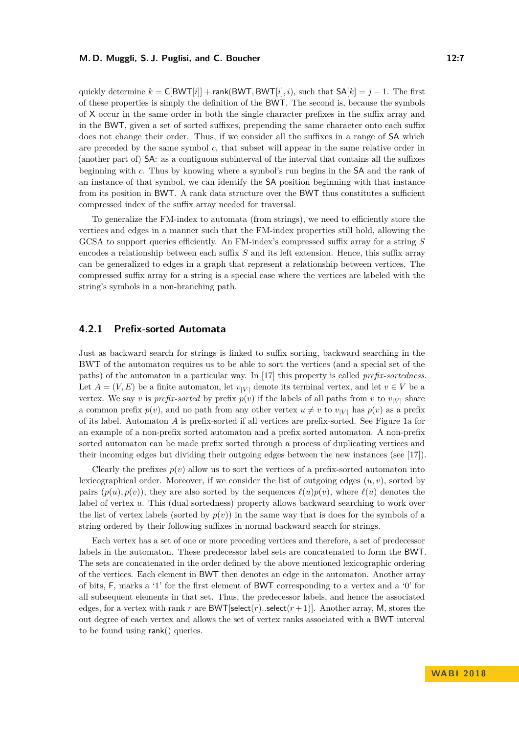quickly determine $k = \mathsf{C}[\mathsf{BWT}[i]] + \mathsf{rank}(\mathsf{BWT}, \mathsf{BWT}[i], i)$, such that $\mathsf{SA}[k] = j - 1$. The first of these properties is simply the definition of the BWT. The second is, because the symbols of X occur in the same order in both the single character prefixes in the suffix array and in the BWT, given a set of sorted suffixes, prepending the same character onto each suffix does not change their order. Thus, if we consider all the suffixes in a range of SA which are preceded by the same symbol $c$, that subset will appear in the same relative order in (another part of) SA: as a contiguous subinterval of the interval that contains all the suffixes beginning with $c$. Thus by knowing where a symbol's run begins in the SA and the rank of an instance of that symbol, we can identify the SA position beginning with that instance from its position in BWT. A rank data structure over the BWT thus constitutes a sufficient compressed index of the suffix array needed for traversal.

To generalize the FM-index to automata (from strings), we need to efficiently store the vertices and edges in a manner such that the FM-index properties still hold, allowing the GCSA to support queries efficiently. An FM-index's compressed suffix array for a string $S$ encodes a relationship between each suffix $S$ and its left extension. Hence, this suffix array can be generalized to edges in a graph that represent a relationship between vertices. The compressed suffix array for a string is a special case where the vertices are labeled with the string's symbols in a non-branching path.

### 4.2.1 Prefix-sorted Automata

Just as backward search for strings is linked to suffix sorting, backward searching in the BWT of the automaton requires us to be able to sort the vertices (and a special set of the paths) of the automaton in a particular way. In [17] this property is called *prefix-sortedness*. Let $A = (V, E)$ be a finite automaton, let $v_{|V|}$ denote its terminal vertex, and let $v \in V$ be a vertex. We say $v$ is *prefix-sorted* by prefix $p(v)$ if the labels of all paths from $v$ to $v_{|V|}$ share a common prefix $p(v)$, and no path from any other vertex $u \neq v$ to $v_{|V|}$ has $p(v)$ as a prefix of its label. Automaton $A$ is prefix-sorted if all vertices are prefix-sorted. See Figure 1a for an example of a non-prefix sorted automaton and a prefix sorted automaton. A non-prefix sorted automaton can be made prefix sorted through a process of duplicating vertices and their incoming edges but dividing their outgoing edges between the new instances (see [17]).

Clearly the prefixes $p(v)$ allow us to sort the vertices of a prefix-sorted automaton into lexicographical order. Moreover, if we consider the list of outgoing edges $(u, v)$, sorted by pairs $(p(u), p(v))$, they are also sorted by the sequences $\ell(u)p(v)$, where $\ell(u)$ denotes the label of vertex $u$. This (dual sortedness) property allows backward searching to work over the list of vertex labels (sorted by $p(v)$) in the same way that is does for the symbols of a string ordered by their following suffixes in normal backward search for strings.

Each vertex has a set of one or more preceding vertices and therefore, a set of predecessor labels in the automaton. These predecessor label sets are concatenated to form the BWT. The sets are concatenated in the order defined by the above mentioned lexicographic ordering of the vertices. Each element in BWT then denotes an edge in the automaton. Another array of bits, F, marks a '1' for the first element of BWT corresponding to a vertex and a '0' for all subsequent elements in that set. Thus, the predecessor labels, and hence the associated edges, for a vertex with rank $r$ are $\mathsf{BWT}[\mathsf{select}(r)..\mathsf{select}(r+1)]$. Another array, M, stores the out degree of each vertex and allows the set of vertex ranks associated with a BWT interval to be found using rank() queries.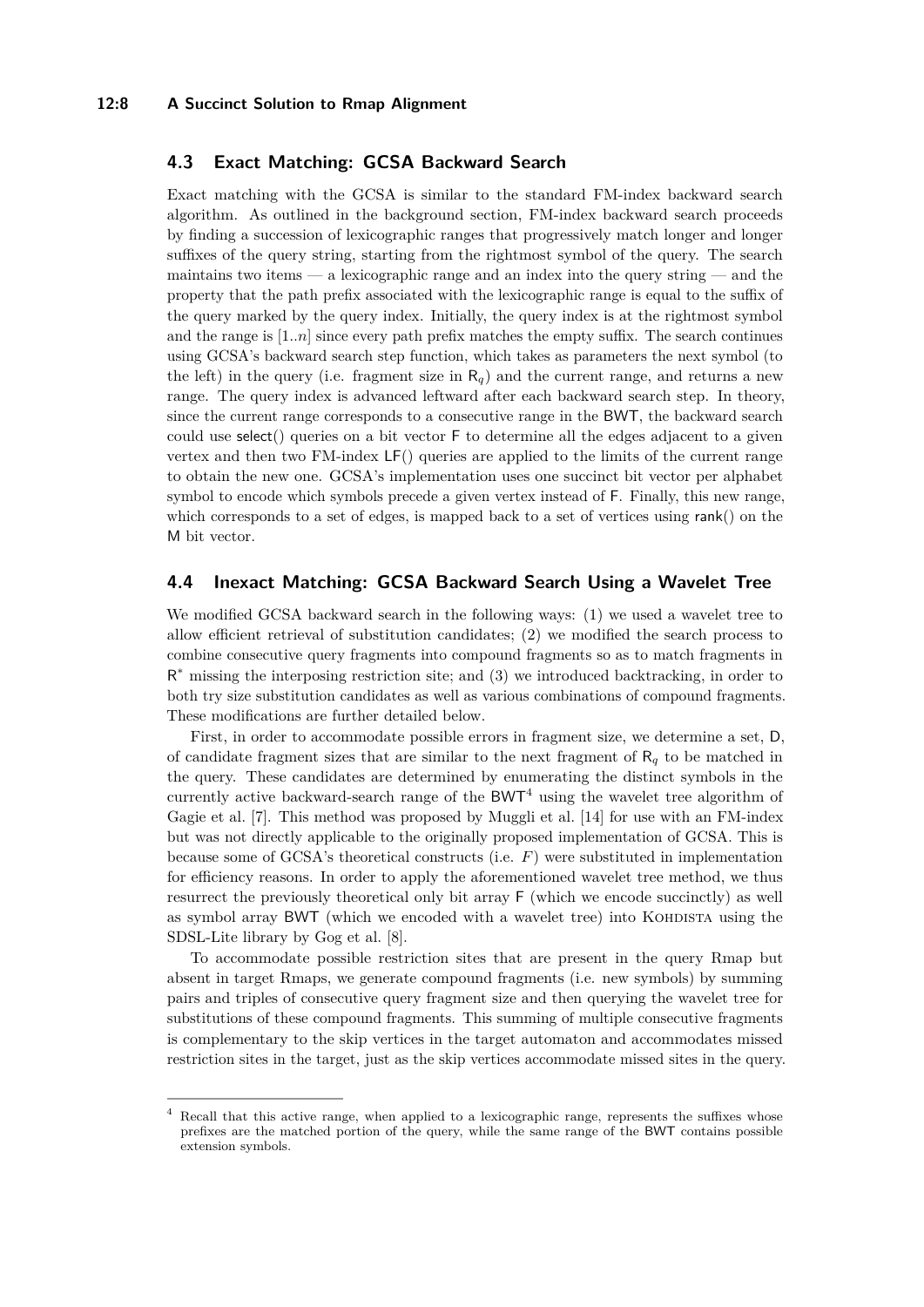### 4.3 Exact Matching: GCSA Backward Search

Exact matching with the GCSA is similar to the standard FM-index backward search algorithm. As outlined in the background section, FM-index backward search proceeds by finding a succession of lexicographic ranges that progressively match longer and longer suffixes of the query string, starting from the rightmost symbol of the query. The search maintains two items — a lexicographic range and an index into the query string — and the property that the path prefix associated with the lexicographic range is equal to the suffix of the query marked by the query index. Initially, the query index is at the rightmost symbol and the range is $[1..n]$ since every path prefix matches the empty suffix. The search continues using GCSA's backward search step function, which takes as parameters the next symbol (to the left) in the query (i.e. fragment size in $\mathsf{R}_q$) and the current range, and returns a new range. The query index is advanced leftward after each backward search step. In theory, since the current range corresponds to a consecutive range in the BWT, the backward search could use select() queries on a bit vector F to determine all the edges adjacent to a given vertex and then two FM-index LF() queries are applied to the limits of the current range to obtain the new one. GCSA's implementation uses one succinct bit vector per alphabet symbol to encode which symbols precede a given vertex instead of F. Finally, this new range, which corresponds to a set of edges, is mapped back to a set of vertices using rank() on the M bit vector.

### 4.4 Inexact Matching: GCSA Backward Search Using a Wavelet Tree

We modified GCSA backward search in the following ways: (1) we used a wavelet tree to allow efficient retrieval of substitution candidates; (2) we modified the search process to combine consecutive query fragments into compound fragments so as to match fragments in $\mathsf{R}^*$ missing the interposing restriction site; and (3) we introduced backtracking, in order to both try size substitution candidates as well as various combinations of compound fragments. These modifications are further detailed below.

First, in order to accommodate possible errors in fragment size, we determine a set, D, of candidate fragment sizes that are similar to the next fragment of $\mathsf{R}_q$ to be matched in the query. These candidates are determined by enumerating the distinct symbols in the currently active backward-search range of the BWT[4] using the wavelet tree algorithm of Gagie et al. [7]. This method was proposed by Muggli et al. [14] for use with an FM-index but was not directly applicable to the originally proposed implementation of GCSA. This is because some of GCSA's theoretical constructs (i.e. $F$) were substituted in implementation for efficiency reasons. In order to apply the aforementioned wavelet tree method, we thus resurrect the previously theoretical only bit array F (which we encode succinctly) as well as symbol array BWT (which we encoded with a wavelet tree) into Kohdista using the SDSL-Lite library by Gog et al. [8].

To accommodate possible restriction sites that are present in the query Rmap but absent in target Rmaps, we generate compound fragments (i.e. new symbols) by summing pairs and triples of consecutive query fragment size and then querying the wavelet tree for substitutions of these compound fragments. This summing of multiple consecutive fragments is complementary to the skip vertices in the target automaton and accommodates missed restriction sites in the target, just as the skip vertices accommodate missed sites in the query.

---

[4] Recall that this active range, when applied to a lexicographic range, represents the suffixes whose prefixes are the matched portion of the query, while the same range of the BWT contains possible extension symbols.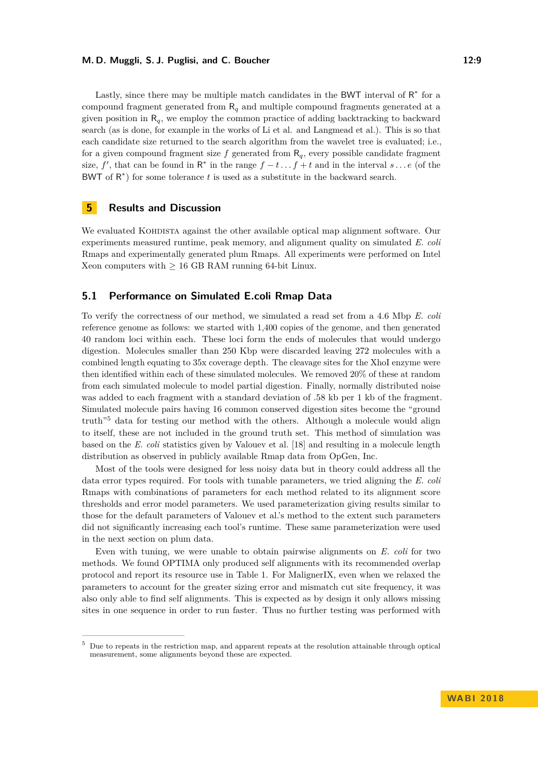Lastly, since there may be multiple match candidates in the BWT interval of $\mathsf{R}^*$ for a compound fragment generated from $\mathsf{R}_q$ and multiple compound fragments generated at a given position in $\mathsf{R}_q$, we employ the common practice of adding backtracking to backward search (as is done, for example in the works of Li et al. and Langmead et al.). This is so that each candidate size returned to the search algorithm from the wavelet tree is evaluated; i.e., for a given compound fragment size $f$ generated from $\mathsf{R}_q$, every possible candidate fragment size, $f'$, that can be found in $\mathsf{R}^*$ in the range $f - t \ldots f + t$ and in the interval $s \ldots e$ (of the BWT of $\mathsf{R}^*$) for some tolerance $t$ is used as a substitute in the backward search.

## 5 Results and Discussion

We evaluated Kohdista against the other available optical map alignment software. Our experiments measured runtime, peak memory, and alignment quality on simulated *E. coli* Rmaps and experimentally generated plum Rmaps. All experiments were performed on Intel Xeon computers with $\geq$ 16 GB RAM running 64-bit Linux.

### 5.1 Performance on Simulated E.coli Rmap Data

To verify the correctness of our method, we simulated a read set from a 4.6 Mbp *E. coli* reference genome as follows: we started with 1,400 copies of the genome, and then generated 40 random loci within each. These loci form the ends of molecules that would undergo digestion. Molecules smaller than 250 Kbp were discarded leaving 272 molecules with a combined length equating to 35x coverage depth. The cleavage sites for the XhoI enzyme were then identified within each of these simulated molecules. We removed 20% of these at random from each simulated molecule to model partial digestion. Finally, normally distributed noise was added to each fragment with a standard deviation of .58 kb per 1 kb of the fragment. Simulated molecule pairs having 16 common conserved digestion sites become the "ground truth"[5] data for testing our method with the others. Although a molecule would align to itself, these are not included in the ground truth set. This method of simulation was based on the *E. coli* statistics given by Valouev et al. [18] and resulting in a molecule length distribution as observed in publicly available Rmap data from OpGen, Inc.

Most of the tools were designed for less noisy data but in theory could address all the data error types required. For tools with tunable parameters, we tried aligning the *E. coli* Rmaps with combinations of parameters for each method related to its alignment score thresholds and error model parameters. We used parameterization giving results similar to those for the default parameters of Valouev et al.'s method to the extent such parameters did not significantly increasing each tool's runtime. These same parameterization were used in the next section on plum data.

Even with tuning, we were unable to obtain pairwise alignments on *E. coli* for two methods. We found OPTIMA only produced self alignments with its recommended overlap protocol and report its resource use in Table 1. For MalignerIX, even when we relaxed the parameters to account for the greater sizing error and mismatch cut site frequency, it was also only able to find self alignments. This is expected as by design it only allows missing sites in one sequence in order to run faster. Thus no further testing was performed with

---

[5] Due to repeats in the restriction map, and apparent repeats at the resolution attainable through optical measurement, some alignments beyond these are expected.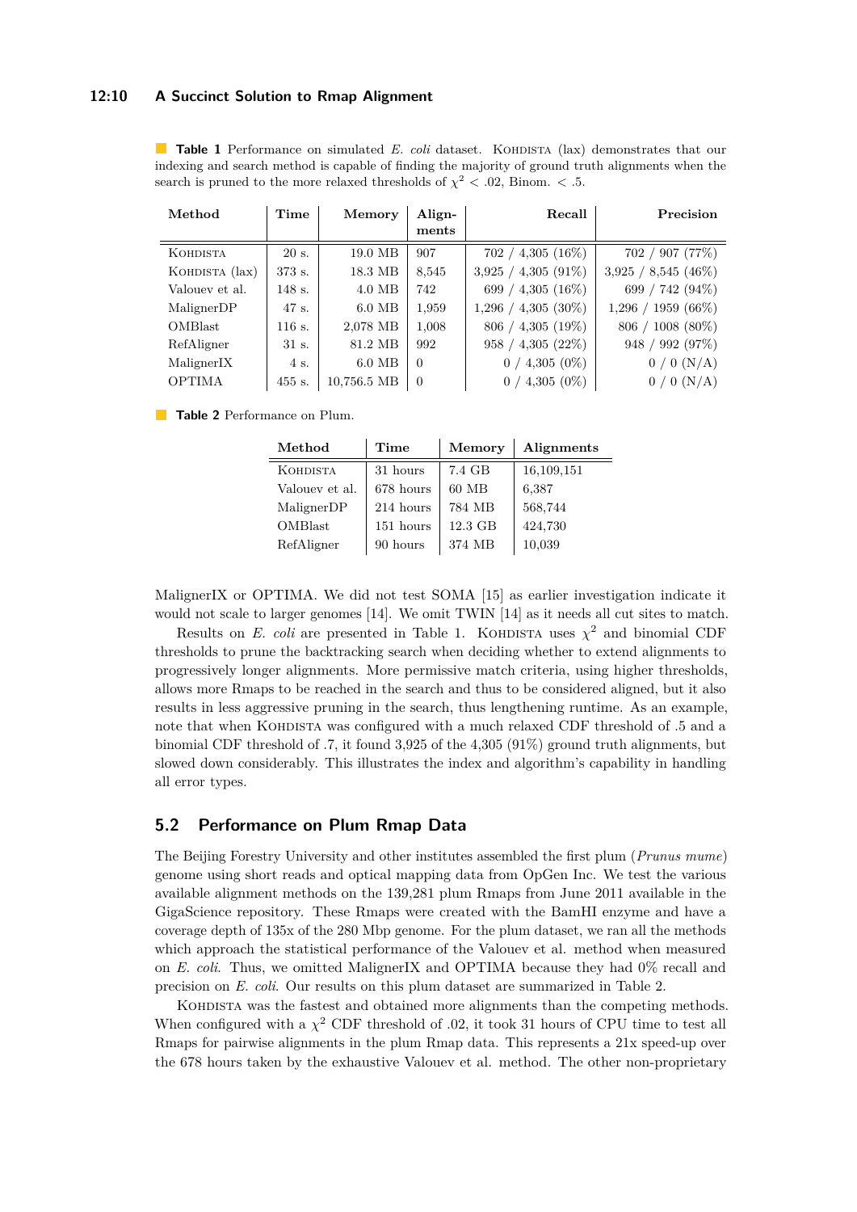**Table 1** Performance on simulated *E. coli* dataset. Kohdista (lax) demonstrates that our indexing and search method is capable of finding the majority of ground truth alignments when the search is pruned to the more relaxed thresholds of $\chi^2 < .02$, Binom. $< .5$.

| Method | Time | Memory | Alignments | Recall | Precision |
|---|---|---|---|---|---|
| Kohdista | 20 s. | 19.0 MB | 907 | 702 / 4,305 (16%) | 702 / 907 (77%) |
| Kohdista (lax) | 373 s. | 18.3 MB | 8,545 | 3,925 / 4,305 (91%) | 3,925 / 8,545 (46%) |
| Valouev et al. | 148 s. | 4.0 MB | 742 | 699 / 4,305 (16%) | 699 / 742 (94%) |
| MalignerDP | 47 s. | 6.0 MB | 1,959 | 1,296 / 4,305 (30%) | 1,296 / 1959 (66%) |
| OMBlast | 116 s. | 2,078 MB | 1,008 | 806 / 4,305 (19%) | 806 / 1008 (80%) |
| RefAligner | 31 s. | 81.2 MB | 992 | 958 / 4,305 (22%) | 948 / 992 (97%) |
| MalignerIX | 4 s. | 6.0 MB | 0 | 0 / 4,305 (0%) | 0 / 0 (N/A) |
| OPTIMA | 455 s. | 10,756.5 MB | 0 | 0 / 4,305 (0%) | 0 / 0 (N/A) |

**Table 2** Performance on Plum.

| Method | Time | Memory | Alignments |
|---|---|---|---|
| Kohdista | 31 hours | 7.4 GB | 16,109,151 |
| Valouev et al. | 678 hours | 60 MB | 6,387 |
| MalignerDP | 214 hours | 784 MB | 568,744 |
| OMBlast | 151 hours | 12.3 GB | 424,730 |
| RefAligner | 90 hours | 374 MB | 10,039 |

MalignerIX or OPTIMA. We did not test SOMA [15] as earlier investigation indicate it would not scale to larger genomes [14]. We omit TWIN [14] as it needs all cut sites to match.

Results on *E. coli* are presented in Table 1. Kohdista uses $\chi^2$ and binomial CDF thresholds to prune the backtracking search when deciding whether to extend alignments to progressively longer alignments. More permissive match criteria, using higher thresholds, allows more Rmaps to be reached in the search and thus to be considered aligned, but it also results in less aggressive pruning in the search, thus lengthening runtime. As an example, note that when Kohdista was configured with a much relaxed CDF threshold of .5 and a binomial CDF threshold of .7, it found 3,925 of the 4,305 (91%) ground truth alignments, but slowed down considerably. This illustrates the index and algorithm's capability in handling all error types.

## 5.2 Performance on Plum Rmap Data

The Beijing Forestry University and other institutes assembled the first plum (*Prunus mume*) genome using short reads and optical mapping data from OpGen Inc. We test the various available alignment methods on the 139,281 plum Rmaps from June 2011 available in the GigaScience repository. These Rmaps were created with the BamHI enzyme and have a coverage depth of 135x of the 280 Mbp genome. For the plum dataset, we ran all the methods which approach the statistical performance of the Valouev et al. method when measured on *E. coli*. Thus, we omitted MalignerIX and OPTIMA because they had 0% recall and precision on *E. coli*. Our results on this plum dataset are summarized in Table 2.

Kohdista was the fastest and obtained more alignments than the competing methods. When configured with a $\chi^2$ CDF threshold of .02, it took 31 hours of CPU time to test all Rmaps for pairwise alignments in the plum Rmap data. This represents a 21x speed-up over the 678 hours taken by the exhaustive Valouev et al. method. The other non-proprietary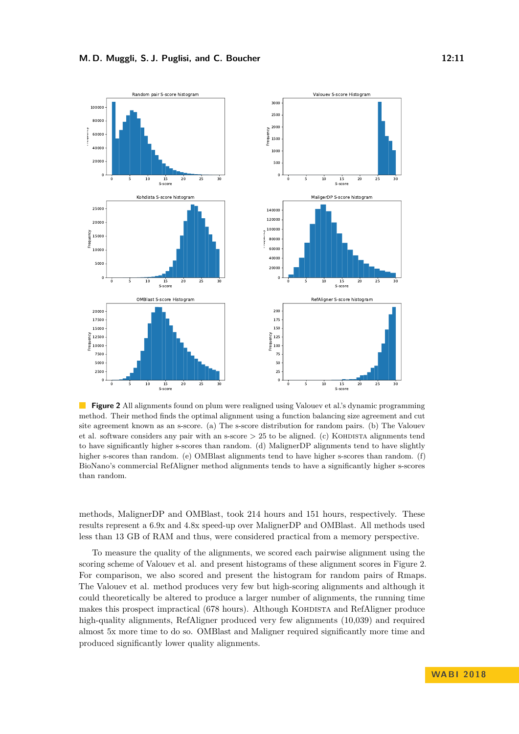**Figure 2** All alignments found on plum were realigned using Valouev et al.'s dynamic programming method. Their method finds the optimal alignment using a function balancing size agreement and cut site agreement known as an s-score. (a) The s-score distribution for random pairs. (b) The Valouev et al. software considers any pair with an s-score > 25 to be aligned. (c) KOHDISTA alignments tend to have significantly higher s-scores than random. (d) MalignerDP alignments tend to have slightly higher s-scores than random. (e) OMBlast alignments tend to have higher s-scores than random. (f) BioNano's commercial RefAligner method alignments tends to have a significantly higher s-scores than random.

methods, MalignerDP and OMBlast, took 214 hours and 151 hours, respectively. These results represent a 6.9x and 4.8x speed-up over MalignerDP and OMBlast. All methods used less than 13 GB of RAM and thus, were considered practical from a memory perspective.

To measure the quality of the alignments, we scored each pairwise alignment using the scoring scheme of Valouev et al. and present histograms of these alignment scores in Figure 2. For comparison, we also scored and present the histogram for random pairs of Rmaps. The Valouev et al. method produces very few but high-scoring alignments and although it could theoretically be altered to produce a larger number of alignments, the running time makes this prospect impractical (678 hours). Although KOHDISTA and RefAligner produce high-quality alignments, RefAligner produced very few alignments (10,039) and required almost 5x more time to do so. OMBlast and Maligner required significantly more time and produced significantly lower quality alignments.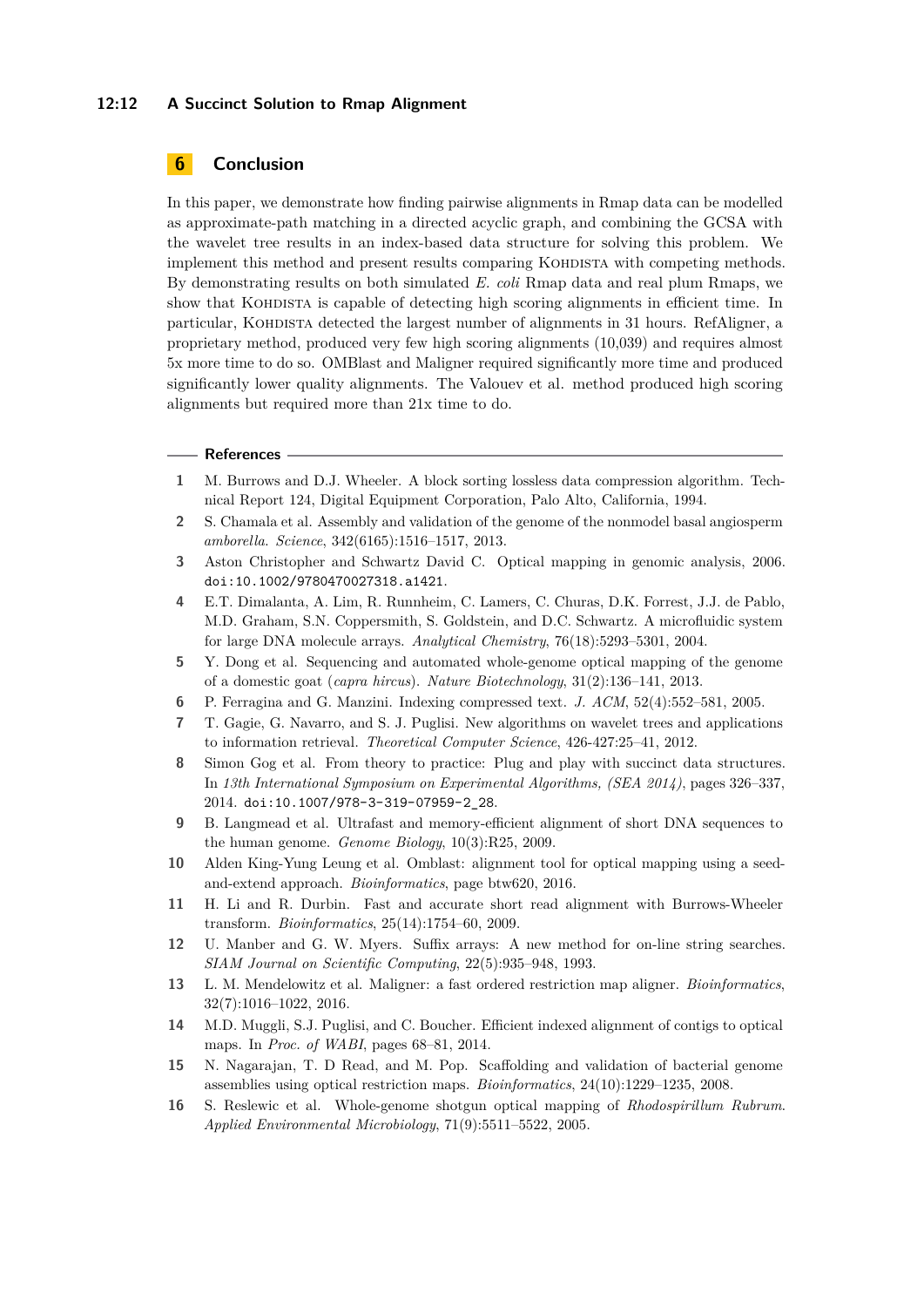## 6 Conclusion

In this paper, we demonstrate how finding pairwise alignments in Rmap data can be modelled as approximate-path matching in a directed acyclic graph, and combining the GCSA with the wavelet tree results in an index-based data structure for solving this problem. We implement this method and present results comparing Kohdista with competing methods. By demonstrating results on both simulated *E. coli* Rmap data and real plum Rmaps, we show that Kohdista is capable of detecting high scoring alignments in efficient time. In particular, Kohdista detected the largest number of alignments in 31 hours. RefAligner, a proprietary method, produced very few high scoring alignments (10,039) and requires almost 5x more time to do so. OMBlast and Maligner required significantly more time and produced significantly lower quality alignments. The Valouev et al. method produced high scoring alignments but required more than 21x time to do.

### References

1. M. Burrows and D.J. Wheeler. A block sorting lossless data compression algorithm. Technical Report 124, Digital Equipment Corporation, Palo Alto, California, 1994.
2. S. Chamala et al. Assembly and validation of the genome of the nonmodel basal angiosperm *amborella*. *Science*, 342(6165):1516–1517, 2013.
3. Aston Christopher and Schwartz David C. Optical mapping in genomic analysis, 2006. doi:10.1002/9780470027318.a1421.
4. E.T. Dimalanta, A. Lim, R. Runnheim, C. Lamers, C. Churas, D.K. Forrest, J.J. de Pablo, M.D. Graham, S.N. Coppersmith, S. Goldstein, and D.C. Schwartz. A microfluidic system for large DNA molecule arrays. *Analytical Chemistry*, 76(18):5293–5301, 2004.
5. Y. Dong et al. Sequencing and automated whole-genome optical mapping of the genome of a domestic goat (*capra hircus*). *Nature Biotechnology*, 31(2):136–141, 2013.
6. P. Ferragina and G. Manzini. Indexing compressed text. *J. ACM*, 52(4):552–581, 2005.
7. T. Gagie, G. Navarro, and S. J. Puglisi. New algorithms on wavelet trees and applications to information retrieval. *Theoretical Computer Science*, 426-427:25–41, 2012.
8. Simon Gog et al. From theory to practice: Plug and play with succinct data structures. In *13th International Symposium on Experimental Algorithms, (SEA 2014)*, pages 326–337, 2014. doi:10.1007/978-3-319-07959-2_28.
9. B. Langmead et al. Ultrafast and memory-efficient alignment of short DNA sequences to the human genome. *Genome Biology*, 10(3):R25, 2009.
10. Alden King-Yung Leung et al. Omblast: alignment tool for optical mapping using a seed-and-extend approach. *Bioinformatics*, page btw620, 2016.
11. H. Li and R. Durbin. Fast and accurate short read alignment with Burrows-Wheeler transform. *Bioinformatics*, 25(14):1754–60, 2009.
12. U. Manber and G. W. Myers. Suffix arrays: A new method for on-line string searches. *SIAM Journal on Scientific Computing*, 22(5):935–948, 1993.
13. L. M. Mendelowitz et al. Maligner: a fast ordered restriction map aligner. *Bioinformatics*, 32(7):1016–1022, 2016.
14. M.D. Muggli, S.J. Puglisi, and C. Boucher. Efficient indexed alignment of contigs to optical maps. In *Proc. of WABI*, pages 68–81, 2014.
15. N. Nagarajan, T. D Read, and M. Pop. Scaffolding and validation of bacterial genome assemblies using optical restriction maps. *Bioinformatics*, 24(10):1229–1235, 2008.
16. S. Reslewic et al. Whole-genome shotgun optical mapping of *Rhodospirillum Rubrum*. *Applied Environmental Microbiology*, 71(9):5511–5522, 2005.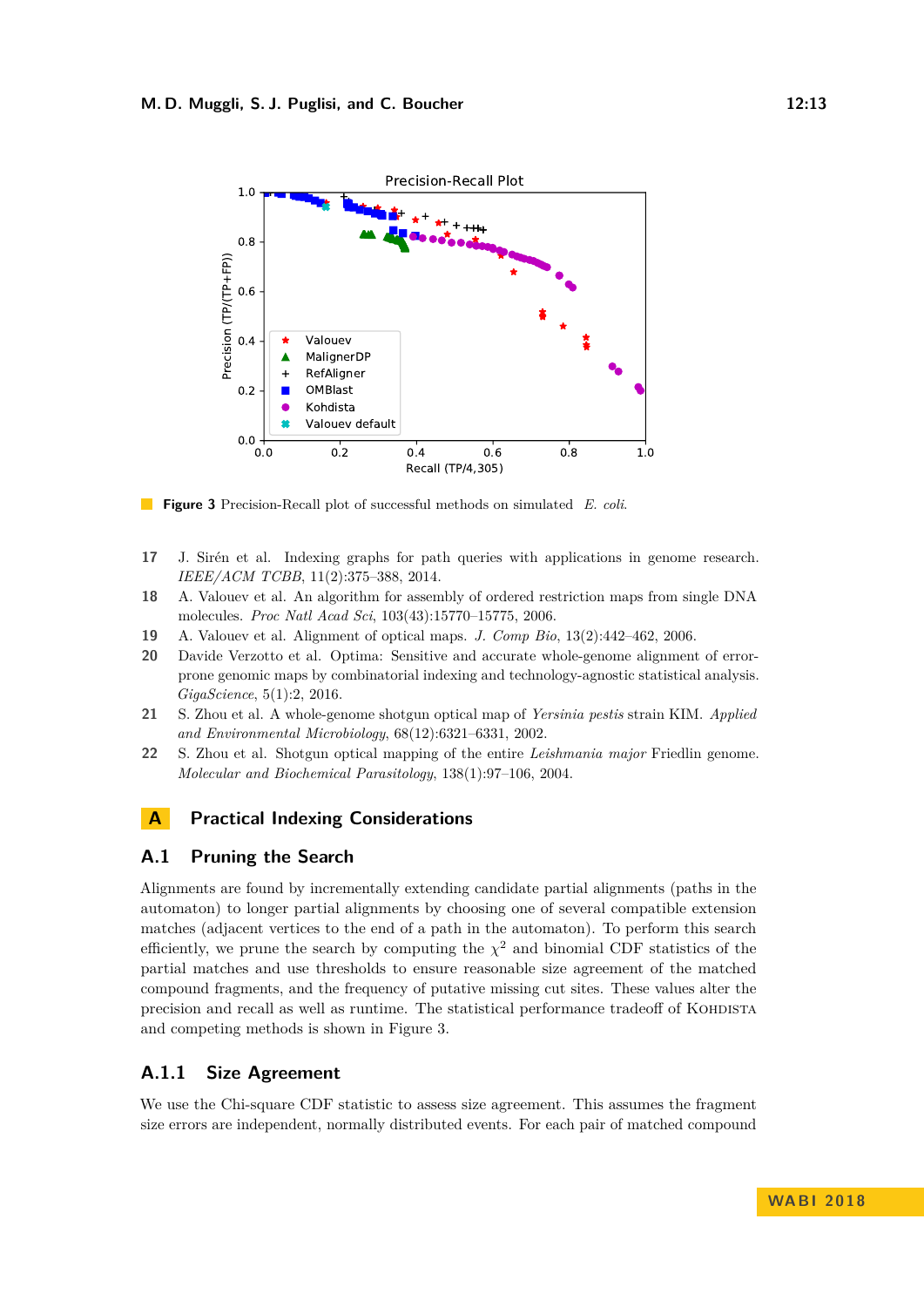**Figure 3** Precision-Recall plot of successful methods on simulated *E. coli*.

17 J. Sirén et al. Indexing graphs for path queries with applications in genome research. *IEEE/ACM TCBB*, 11(2):375–388, 2014.

18 A. Valouev et al. An algorithm for assembly of ordered restriction maps from single DNA molecules. *Proc Natl Acad Sci*, 103(43):15770–15775, 2006.

19 A. Valouev et al. Alignment of optical maps. *J. Comp Bio*, 13(2):442–462, 2006.

20 Davide Verzotto et al. Optima: Sensitive and accurate whole-genome alignment of error-prone genomic maps by combinatorial indexing and technology-agnostic statistical analysis. *GigaScience*, 5(1):2, 2016.

21 S. Zhou et al. A whole-genome shotgun optical map of *Yersinia pestis* strain KIM. *Applied and Environmental Microbiology*, 68(12):6321–6331, 2002.

22 S. Zhou et al. Shotgun optical mapping of the entire *Leishmania major* Friedlin genome. *Molecular and Biochemical Parasitology*, 138(1):97–106, 2004.

# A Practical Indexing Considerations

## A.1 Pruning the Search

Alignments are found by incrementally extending candidate partial alignments (paths in the automaton) to longer partial alignments by choosing one of several compatible extension matches (adjacent vertices to the end of a path in the automaton). To perform this search efficiently, we prune the search by computing the $\chi^2$ and binomial CDF statistics of the partial matches and use thresholds to ensure reasonable size agreement of the matched compound fragments, and the frequency of putative missing cut sites. These values alter the precision and recall as well as runtime. The statistical performance tradeoff of Kohdista and competing methods is shown in Figure 3.

### A.1.1 Size Agreement

We use the Chi-square CDF statistic to assess size agreement. This assumes the fragment size errors are independent, normally distributed events. For each pair of matched compound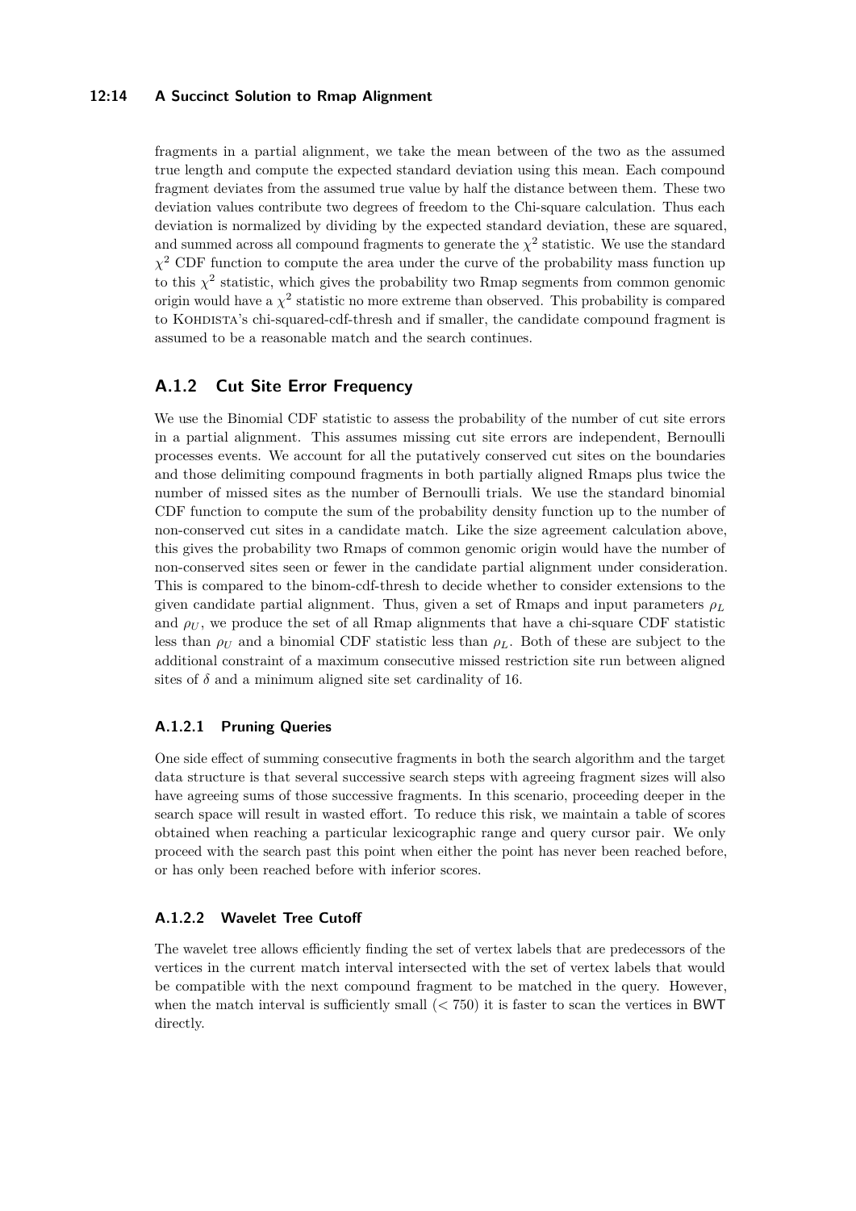fragments in a partial alignment, we take the mean between of the two as the assumed true length and compute the expected standard deviation using this mean. Each compound fragment deviates from the assumed true value by half the distance between them. These two deviation values contribute two degrees of freedom to the Chi-square calculation. Thus each deviation is normalized by dividing by the expected standard deviation, these are squared, and summed across all compound fragments to generate the $\chi^2$ statistic. We use the standard $\chi^2$ CDF function to compute the area under the curve of the probability mass function up to this $\chi^2$ statistic, which gives the probability two Rmap segments from common genomic origin would have a $\chi^2$ statistic no more extreme than observed. This probability is compared to Kohdista's chi-squared-cdf-thresh and if smaller, the candidate compound fragment is assumed to be a reasonable match and the search continues.

### A.1.2 Cut Site Error Frequency

We use the Binomial CDF statistic to assess the probability of the number of cut site errors in a partial alignment. This assumes missing cut site errors are independent, Bernoulli processes events. We account for all the putatively conserved cut sites on the boundaries and those delimiting compound fragments in both partially aligned Rmaps plus twice the number of missed sites as the number of Bernoulli trials. We use the standard binomial CDF function to compute the sum of the probability density function up to the number of non-conserved cut sites in a candidate match. Like the size agreement calculation above, this gives the probability two Rmaps of common genomic origin would have the number of non-conserved sites seen or fewer in the candidate partial alignment under consideration. This is compared to the binom-cdf-thresh to decide whether to consider extensions to the given candidate partial alignment. Thus, given a set of Rmaps and input parameters $\rho_L$ and $\rho_U$, we produce the set of all Rmap alignments that have a chi-square CDF statistic less than $\rho_U$ and a binomial CDF statistic less than $\rho_L$. Both of these are subject to the additional constraint of a maximum consecutive missed restriction site run between aligned sites of $\delta$ and a minimum aligned site set cardinality of 16.

#### A.1.2.1 Pruning Queries

One side effect of summing consecutive fragments in both the search algorithm and the target data structure is that several successive search steps with agreeing fragment sizes will also have agreeing sums of those successive fragments. In this scenario, proceeding deeper in the search space will result in wasted effort. To reduce this risk, we maintain a table of scores obtained when reaching a particular lexicographic range and query cursor pair. We only proceed with the search past this point when either the point has never been reached before, or has only been reached before with inferior scores.

#### A.1.2.2 Wavelet Tree Cutoff

The wavelet tree allows efficiently finding the set of vertex labels that are predecessors of the vertices in the current match interval intersected with the set of vertex labels that would be compatible with the next compound fragment to be matched in the query. However, when the match interval is sufficiently small ($< 750$) it is faster to scan the vertices in BWT directly.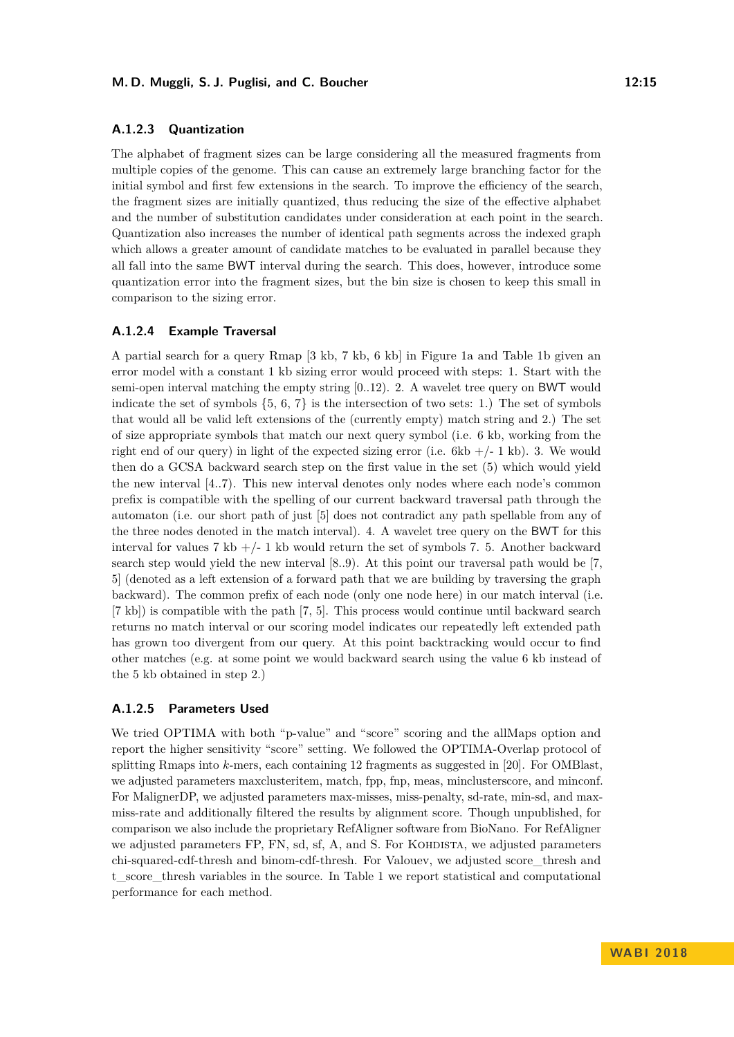#### A.1.2.3 Quantization

The alphabet of fragment sizes can be large considering all the measured fragments from multiple copies of the genome. This can cause an extremely large branching factor for the initial symbol and first few extensions in the search. To improve the efficiency of the search, the fragment sizes are initially quantized, thus reducing the size of the effective alphabet and the number of substitution candidates under consideration at each point in the search. Quantization also increases the number of identical path segments across the indexed graph which allows a greater amount of candidate matches to be evaluated in parallel because they all fall into the same BWT interval during the search. This does, however, introduce some quantization error into the fragment sizes, but the bin size is chosen to keep this small in comparison to the sizing error.

#### A.1.2.4 Example Traversal

A partial search for a query Rmap [3 kb, 7 kb, 6 kb] in Figure 1a and Table 1b given an error model with a constant 1 kb sizing error would proceed with steps: 1. Start with the semi-open interval matching the empty string [0..12). 2. A wavelet tree query on BWT would indicate the set of symbols {5, 6, 7} is the intersection of two sets: 1.) The set of symbols that would all be valid left extensions of the (currently empty) match string and 2.) The set of size appropriate symbols that match our next query symbol (i.e. 6 kb, working from the right end of our query) in light of the expected sizing error (i.e. 6kb +/- 1 kb). 3. We would then do a GCSA backward search step on the first value in the set (5) which would yield the new interval [4..7). This new interval denotes only nodes where each node's common prefix is compatible with the spelling of our current backward traversal path through the automaton (i.e. our short path of just [5] does not contradict any path spellable from any of the three nodes denoted in the match interval). 4. A wavelet tree query on the BWT for this interval for values 7 kb +/- 1 kb would return the set of symbols 7. 5. Another backward search step would yield the new interval [8..9). At this point our traversal path would be [7, 5] (denoted as a left extension of a forward path that we are building by traversing the graph backward). The common prefix of each node (only one node here) in our match interval (i.e. [7 kb]) is compatible with the path [7, 5]. This process would continue until backward search returns no match interval or our scoring model indicates our repeatedly left extended path has grown too divergent from our query. At this point backtracking would occur to find other matches (e.g. at some point we would backward search using the value 6 kb instead of the 5 kb obtained in step 2.)

#### A.1.2.5 Parameters Used

We tried OPTIMA with both "p-value" and "score" scoring and the allMaps option and report the higher sensitivity "score" setting. We followed the OPTIMA-Overlap protocol of splitting Rmaps into $k$-mers, each containing 12 fragments as suggested in [20]. For OMBlast, we adjusted parameters maxclusteritem, match, fpp, fnp, meas, minclusterscore, and minconf. For MalignerDP, we adjusted parameters max-misses, miss-penalty, sd-rate, min-sd, and max-miss-rate and additionally filtered the results by alignment score. Though unpublished, for comparison we also include the proprietary RefAligner software from BioNano. For RefAligner we adjusted parameters FP, FN, sd, sf, A, and S. For Kohdista, we adjusted parameters chi-squared-cdf-thresh and binom-cdf-thresh. For Valouev, we adjusted score_thresh and t_score_thresh variables in the source. In Table 1 we report statistical and computational performance for each method.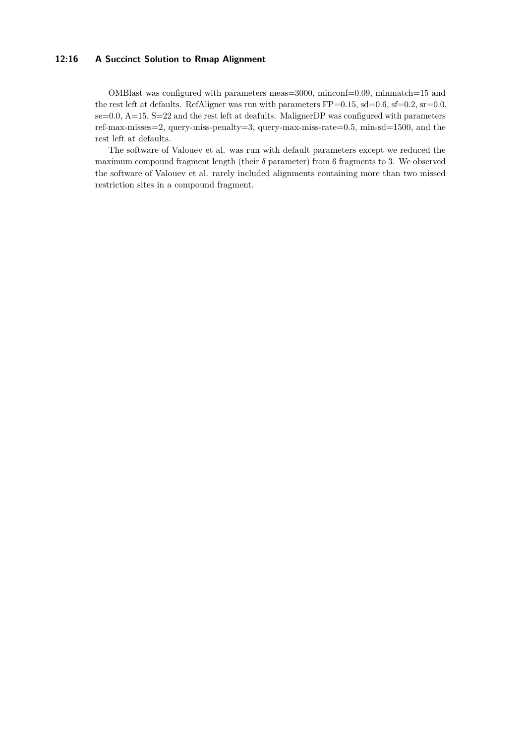OMBlast was configured with parameters meas=3000, minconf=0.09, minmatch=15 and the rest left at defaults. RefAligner was run with parameters FP=0.15, sd=0.6, sf=0.2, sr=0.0, se=0.0, A=15, S=22 and the rest left at deafults. MalignerDP was configured with parameters ref-max-misses=2, query-miss-penalty=3, query-max-miss-rate=0.5, min-sd=1500, and the rest left at defaults.

The software of Valouev et al. was run with default parameters except we reduced the maximum compound fragment length (their $\delta$ parameter) from 6 fragments to 3. We observed the software of Valouev et al. rarely included alignments containing more than two missed restriction sites in a compound fragment.